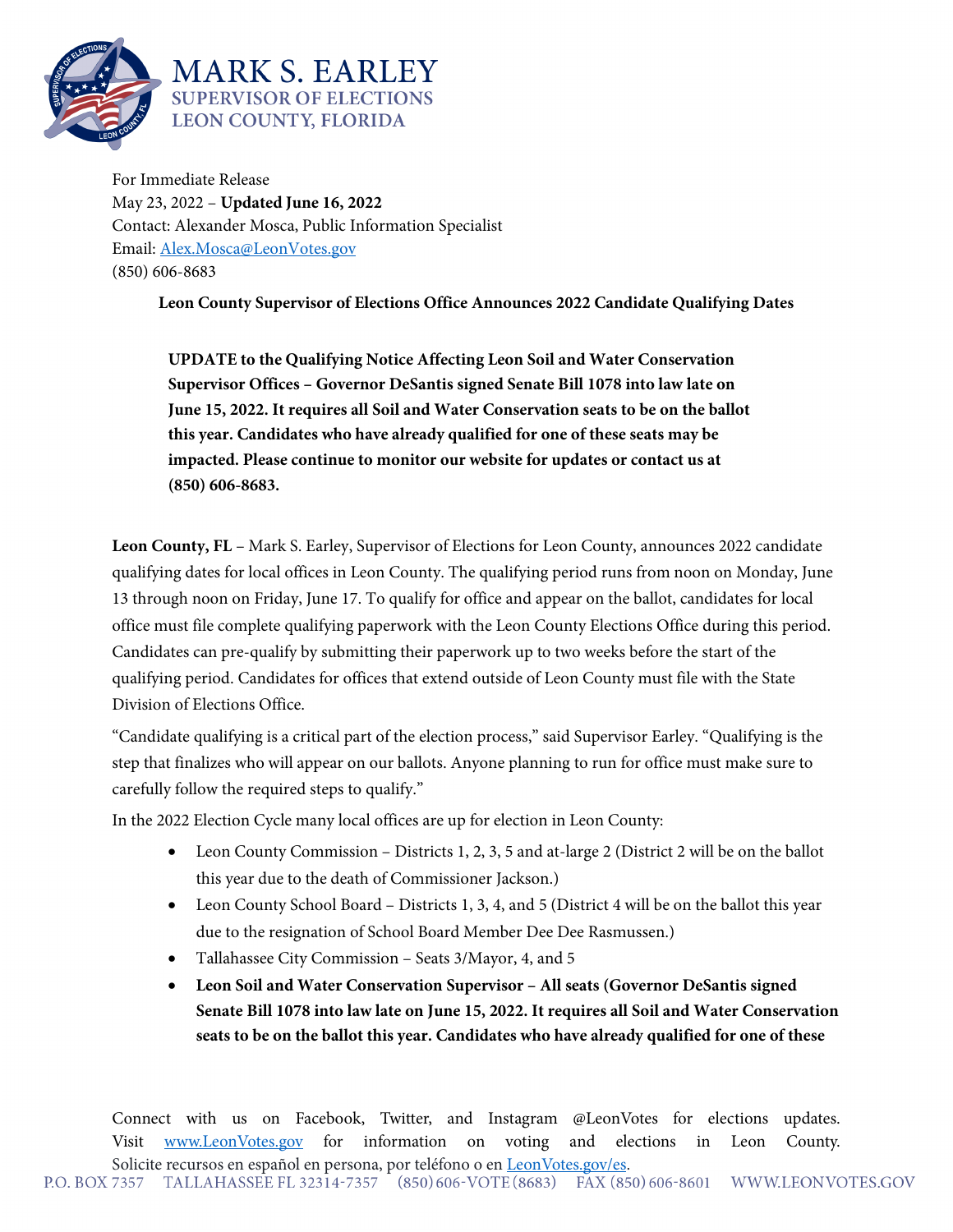# MARK S. EARLEY
## SUPERVISOR OF ELECTIONS
## LEON COUNTY, FLORIDA

For Immediate Release
May 23, 2022 – **Updated June 16, 2022**
Contact: Alexander Mosca, Public Information Specialist
Email: Alex.Mosca@LeonVotes.gov
(850) 606-8683

**Leon County Supervisor of Elections Office Announces 2022 Candidate Qualifying Dates**

**UPDATE to the Qualifying Notice Affecting Leon Soil and Water Conservation Supervisor Offices – Governor DeSantis signed Senate Bill 1078 into law late on June 15, 2022. It requires all Soil and Water Conservation seats to be on the ballot this year. Candidates who have already qualified for one of these seats may be impacted. Please continue to monitor our website for updates or contact us at (850) 606-8683.**

**Leon County, FL** – Mark S. Earley, Supervisor of Elections for Leon County, announces 2022 candidate qualifying dates for local offices in Leon County. The qualifying period runs from noon on Monday, June 13 through noon on Friday, June 17. To qualify for office and appear on the ballot, candidates for local office must file complete qualifying paperwork with the Leon County Elections Office during this period. Candidates can pre-qualify by submitting their paperwork up to two weeks before the start of the qualifying period. Candidates for offices that extend outside of Leon County must file with the State Division of Elections Office.

"Candidate qualifying is a critical part of the election process," said Supervisor Earley. "Qualifying is the step that finalizes who will appear on our ballots. Anyone planning to run for office must make sure to carefully follow the required steps to qualify."

In the 2022 Election Cycle many local offices are up for election in Leon County:

- Leon County Commission – Districts 1, 2, 3, 5 and at-large 2 (District 2 will be on the ballot this year due to the death of Commissioner Jackson.)
- Leon County School Board – Districts 1, 3, 4, and 5 (District 4 will be on the ballot this year due to the resignation of School Board Member Dee Dee Rasmussen.)
- Tallahassee City Commission – Seats 3/Mayor, 4, and 5
- **Leon Soil and Water Conservation Supervisor – All seats (Governor DeSantis signed Senate Bill 1078 into law late on June 15, 2022. It requires all Soil and Water Conservation seats to be on the ballot this year. Candidates who have already qualified for one of these**

Connect with us on Facebook, Twitter, and Instagram @LeonVotes for elections updates. Visit www.LeonVotes.gov for information on voting and elections in Leon County. Solicite recursos en español en persona, por teléfono o en LeonVotes.gov/es.

P.O. BOX 7357 TALLAHASSEE FL 32314-7357 (850) 606-VOTE (8683) FAX (850) 606-8601 WWW.LEONVOTES.GOV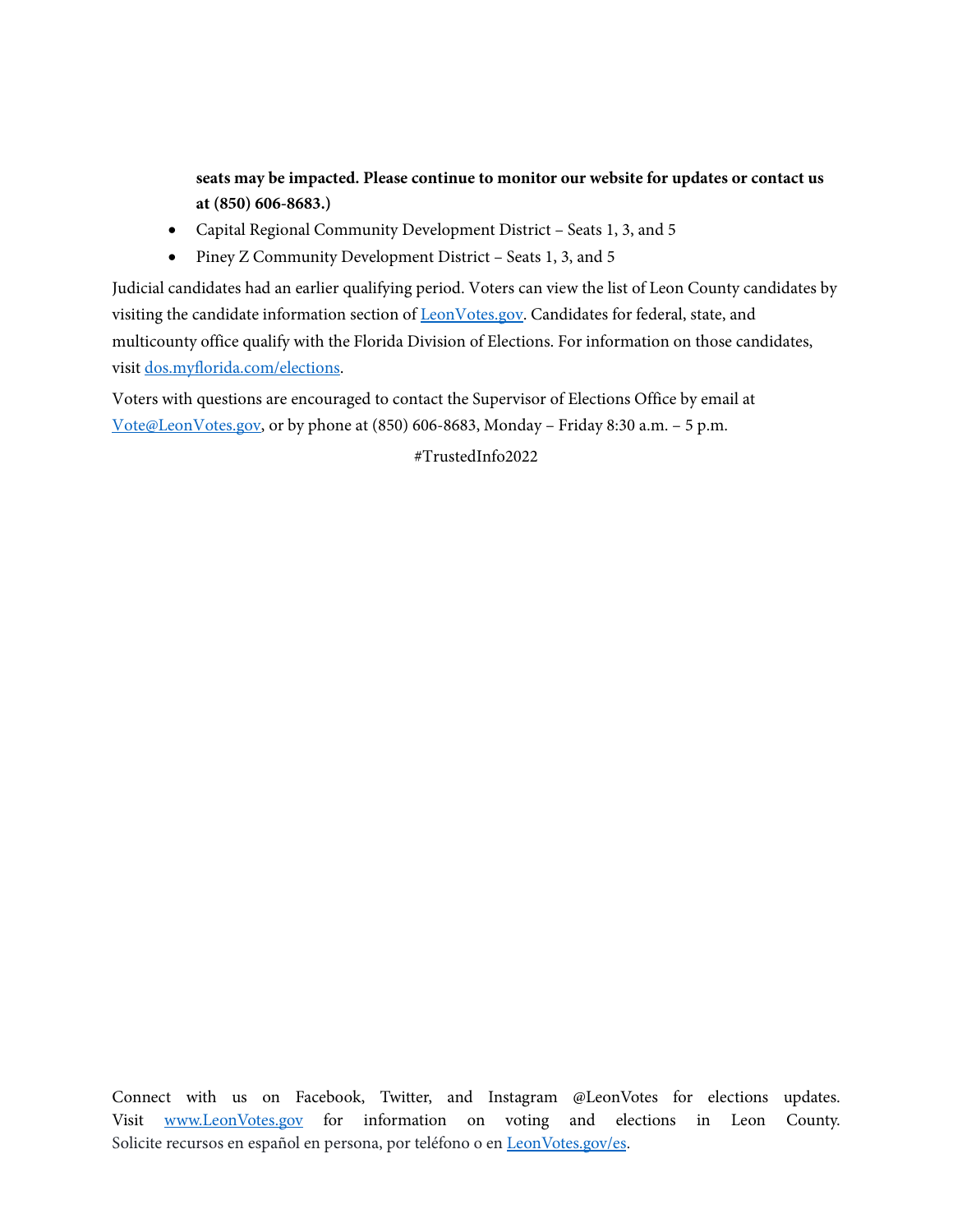**seats may be impacted. Please continue to monitor our website for updates or contact us at (850) 606-8683.)**

- Capital Regional Community Development District – Seats 1, 3, and 5
- Piney Z Community Development District – Seats 1, 3, and 5

Judicial candidates had an earlier qualifying period. Voters can view the list of Leon County candidates by visiting the candidate information section of LeonVotes.gov. Candidates for federal, state, and multicounty office qualify with the Florida Division of Elections. For information on those candidates, visit dos.myflorida.com/elections.

Voters with questions are encouraged to contact the Supervisor of Elections Office by email at Vote@LeonVotes.gov, or by phone at (850) 606-8683, Monday – Friday 8:30 a.m. – 5 p.m.

#TrustedInfo2022

Connect with us on Facebook, Twitter, and Instagram @LeonVotes for elections updates. Visit www.LeonVotes.gov for information on voting and elections in Leon County. Solicite recursos en español en persona, por teléfono o en LeonVotes.gov/es.